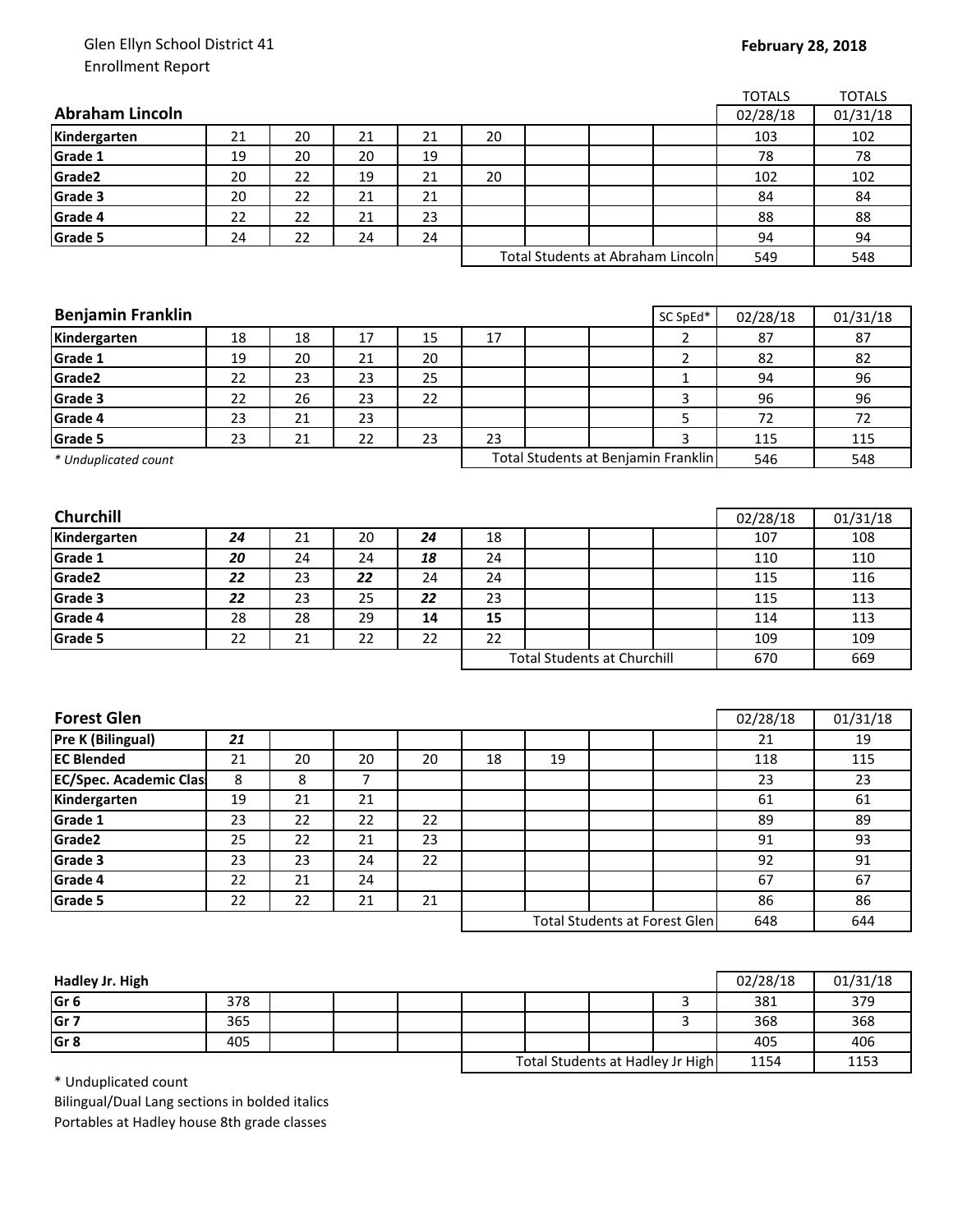Glen Ellyn School District 41
Enrollment Report

**February 28, 2018**

| **Abraham Lincoln** | | | | | | | | | TOTALS 02/28/18 | TOTALS 01/31/18 |
|---|---|---|---|---|---|---|---|---|---|---|
| **Kindergarten** | 21 | 20 | 21 | 21 | 20 | | | | 103 | 102 |
| **Grade 1** | 19 | 20 | 20 | 19 | | | | | 78 | 78 |
| **Grade2** | 20 | 22 | 19 | 21 | 20 | | | | 102 | 102 |
| **Grade 3** | 20 | 22 | 21 | 21 | | | | | 84 | 84 |
| **Grade 4** | 22 | 22 | 21 | 23 | | | | | 88 | 88 |
| **Grade 5** | 24 | 22 | 24 | 24 | | | | | 94 | 94 |
| | | | | | Total Students at Abraham Lincoln | | | | 549 | 548 |

| **Benjamin Franklin** | | | | | | | | SC SpEd* | 02/28/18 | 01/31/18 |
|---|---|---|---|---|---|---|---|---|---|---|
| **Kindergarten** | 18 | 18 | 17 | 15 | 17 | | | 2 | 87 | 87 |
| **Grade 1** | 19 | 20 | 21 | 20 | | | | 2 | 82 | 82 |
| **Grade2** | 22 | 23 | 23 | 25 | | | | 1 | 94 | 96 |
| **Grade 3** | 22 | 26 | 23 | 22 | | | | 3 | 96 | 96 |
| **Grade 4** | 23 | 21 | 23 | | | | | 5 | 72 | 72 |
| **Grade 5** | 23 | 21 | 22 | 23 | 23 | | | 3 | 115 | 115 |
| *\* Unduplicated count* | | | | | Total Students at Benjamin Franklin | | | | 546 | 548 |

| **Churchill** | | | | | | | | | 02/28/18 | 01/31/18 |
|---|---|---|---|---|---|---|---|---|---|---|
| **Kindergarten** | ***24*** | 21 | 20 | ***24*** | 18 | | | | 107 | 108 |
| **Grade 1** | ***20*** | 24 | 24 | ***18*** | 24 | | | | 110 | 110 |
| **Grade2** | ***22*** | 23 | ***22*** | 24 | 24 | | | | 115 | 116 |
| **Grade 3** | ***22*** | 23 | 25 | ***22*** | 23 | | | | 115 | 113 |
| **Grade 4** | 28 | 28 | 29 | **14** | **15** | | | | 114 | 113 |
| **Grade 5** | 22 | 21 | 22 | 22 | 22 | | | | 109 | 109 |
| | | | | | Total Students at Churchill | | | | 670 | 669 |

| **Forest Glen** | | | | | | | | | 02/28/18 | 01/31/18 |
|---|---|---|---|---|---|---|---|---|---|---|
| **Pre K (Bilingual)** | ***21*** | | | | | | | | 21 | 19 |
| **EC Blended** | 21 | 20 | 20 | 20 | 18 | 19 | | | 118 | 115 |
| **EC/Spec. Academic Clas** | 8 | 8 | 7 | | | | | | 23 | 23 |
| **Kindergarten** | 19 | 21 | 21 | | | | | | 61 | 61 |
| **Grade 1** | 23 | 22 | 22 | 22 | | | | | 89 | 89 |
| **Grade2** | 25 | 22 | 21 | 23 | | | | | 91 | 93 |
| **Grade 3** | 23 | 23 | 24 | 22 | | | | | 92 | 91 |
| **Grade 4** | 22 | 21 | 24 | | | | | | 67 | 67 |
| **Grade 5** | 22 | 22 | 21 | 21 | | | | | 86 | 86 |
| | | | | | Total Students at Forest Glen | | | | 648 | 644 |

| **Hadley Jr. High** | | | | | | | | | 02/28/18 | 01/31/18 |
|---|---|---|---|---|---|---|---|---|---|---|
| **Gr 6** | 378 | | | | | | | 3 | 381 | 379 |
| **Gr 7** | 365 | | | | | | | 3 | 368 | 368 |
| **Gr 8** | 405 | | | | | | | | 405 | 406 |
| | | | | | Total Students at Hadley Jr High | | | | 1154 | 1153 |

\* Unduplicated count

Bilingual/Dual Lang sections in bolded italics

Portables at Hadley house 8th grade classes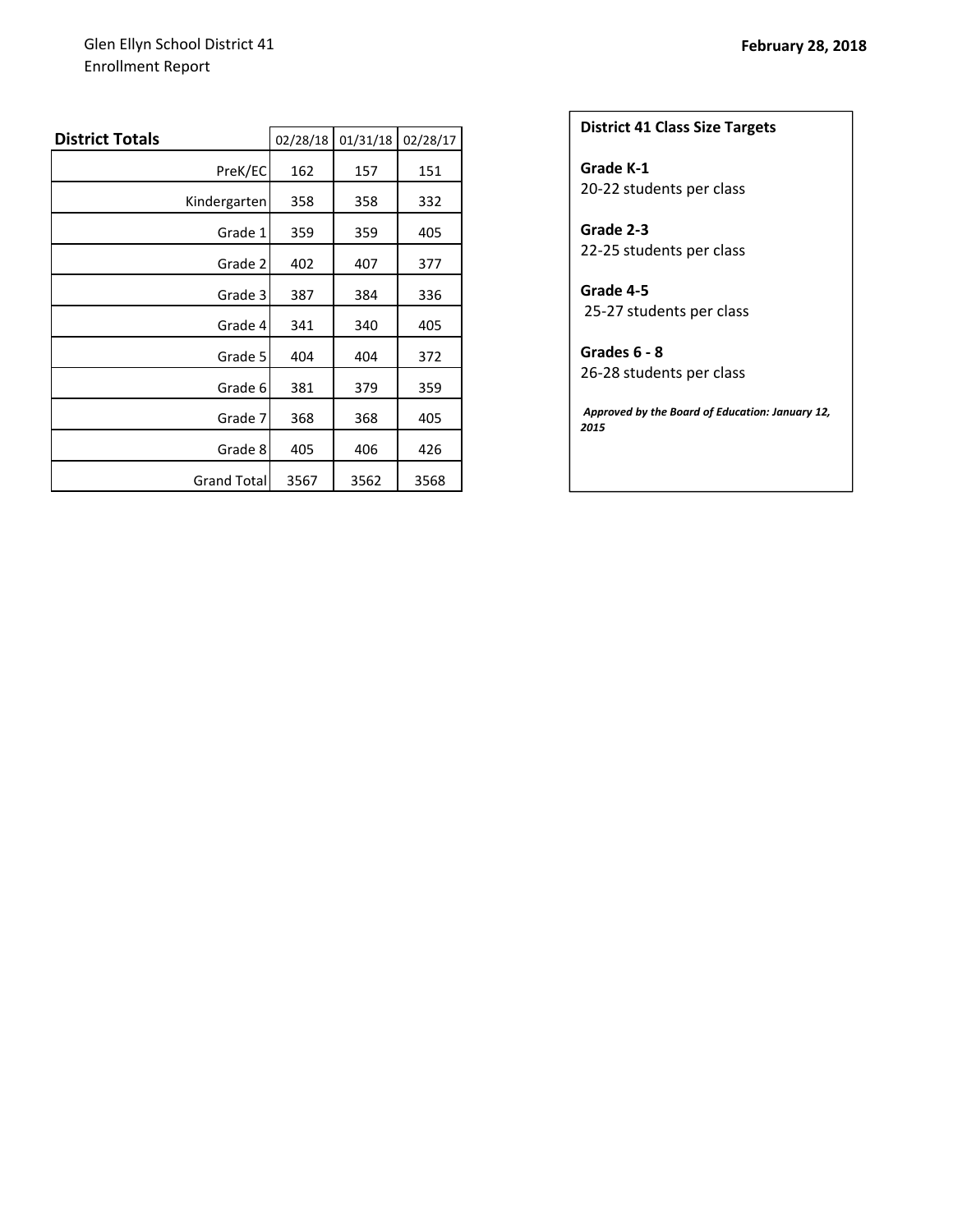Glen Ellyn School District 41
Enrollment Report

**February 28, 2018**

| District Totals | 02/28/18 | 01/31/18 | 02/28/17 |
|---|---|---|---|
| PreK/EC | 162 | 157 | 151 |
| Kindergarten | 358 | 358 | 332 |
| Grade 1 | 359 | 359 | 405 |
| Grade 2 | 402 | 407 | 377 |
| Grade 3 | 387 | 384 | 336 |
| Grade 4 | 341 | 340 | 405 |
| Grade 5 | 404 | 404 | 372 |
| Grade 6 | 381 | 379 | 359 |
| Grade 7 | 368 | 368 | 405 |
| Grade 8 | 405 | 406 | 426 |
| Grand Total | 3567 | 3562 | 3568 |

**District 41 Class Size Targets**

**Grade K-1**
20-22 students per class

**Grade 2-3**
22-25 students per class

**Grade 4-5**
25-27 students per class

**Grades 6 - 8**
26-28 students per class

***Approved by the Board of Education: January 12, 2015***